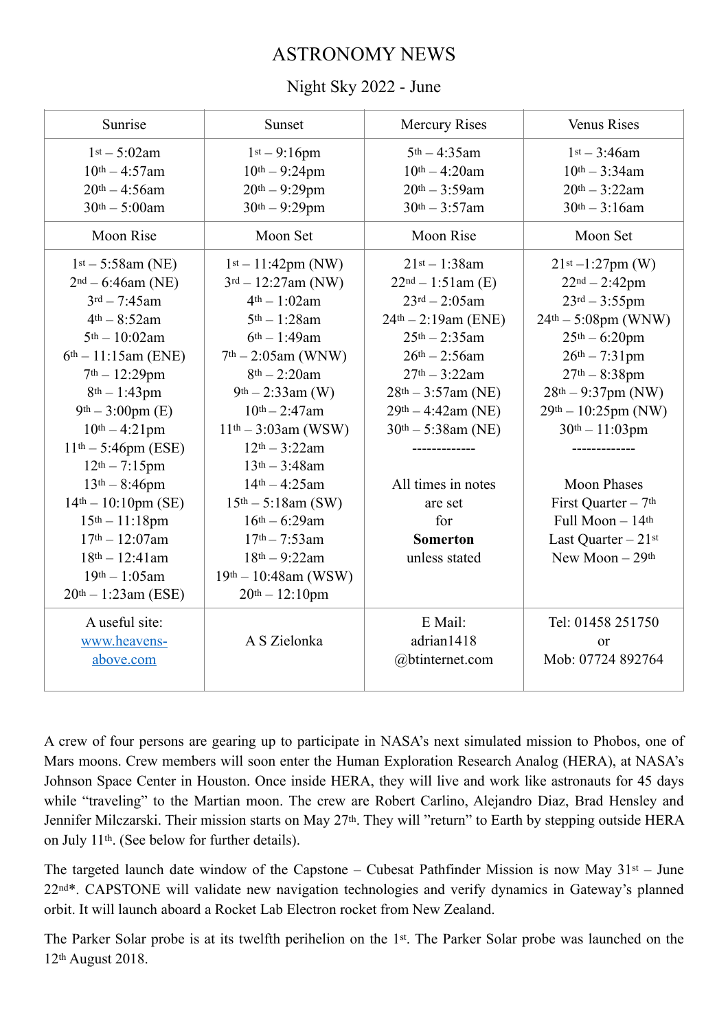# ASTRONOMY NEWS

## Night Sky 2022 - June

| Sunrise | Sunset | Mercury Rises | Venus Rises |
|---|---|---|---|
| 1st – 5:02am<br>10th – 4:57am<br>20th – 4:56am<br>30th – 5:00am | 1st – 9:16pm<br>10th – 9:24pm<br>20th – 9:29pm<br>30th – 9:29pm | 5th – 4:35am<br>10th – 4:20am<br>20th – 3:59am<br>30th – 3:57am | 1st – 3:46am<br>10th – 3:34am<br>20th – 3:22am<br>30th – 3:16am |
| **Moon Rise** | **Moon Set** | **Moon Rise** | **Moon Set** |
| 1st – 5:58am (NE)<br>2nd – 6:46am (NE)<br>3rd – 7:45am<br>4th – 8:52am<br>5th – 10:02am<br>6th – 11:15am (ENE)<br>7th – 12:29pm<br>8th – 1:43pm<br>9th – 3:00pm (E)<br>10th – 4:21pm<br>11th – 5:46pm (ESE)<br>12th – 7:15pm<br>13th – 8:46pm<br>14th – 10:10pm (SE)<br>15th – 11:18pm<br>17th – 12:07am<br>18th – 12:41am<br>19th – 1:05am<br>20th – 1:23am (ESE) | 1st – 11:42pm (NW)<br>3rd – 12:27am (NW)<br>4th – 1:02am<br>5th – 1:28am<br>6th – 1:49am<br>7th – 2:05am (WNW)<br>8th – 2:20am<br>9th – 2:33am (W)<br>10th – 2:47am<br>11th – 3:03am (WSW)<br>12th – 3:22am<br>13th – 3:48am<br>14th – 4:25am<br>15th – 5:18am (SW)<br>16th – 6:29am<br>17th – 7:53am<br>18th – 9:22am<br>19th – 10:48am (WSW)<br>20th – 12:10pm | 21st – 1:38am<br>22nd – 1:51am (E)<br>23rd – 2:05am<br>24th – 2:19am (ENE)<br>25th – 2:35am<br>26th – 2:56am<br>27th – 3:22am<br>28th – 3:57am (NE)<br>29th – 4:42am (NE)<br>30th – 5:38am (NE)<br>-------------<br><br>All times in notes are set for **Somerton** unless stated | 21st –1:27pm (W)<br>22nd – 2:42pm<br>23rd – 3:55pm<br>24th – 5:08pm (WNW)<br>25th – 6:20pm<br>26th – 7:31pm<br>27th – 8:38pm<br>28th – 9:37pm (NW)<br>29th – 10:25pm (NW)<br>30th – 11:03pm<br>-------------<br><br>Moon Phases<br>First Quarter – 7th<br>Full Moon – 14th<br>Last Quarter – 21st<br>New Moon – 29th |
| A useful site:<br>[www.heavens-above.com](http://www.heavens-above.com) | A S Zielonka | E Mail:<br>adrian1418<br>@btinternet.com | Tel: 01458 251750<br>or<br>Mob: 07724 892764 |

A crew of four persons are gearing up to participate in NASA's next simulated mission to Phobos, one of Mars moons. Crew members will soon enter the Human Exploration Research Analog (HERA), at NASA's Johnson Space Center in Houston. Once inside HERA, they will live and work like astronauts for 45 days while "traveling" to the Martian moon. The crew are Robert Carlino, Alejandro Diaz, Brad Hensley and Jennifer Milczarski. Their mission starts on May 27th. They will "return" to Earth by stepping outside HERA on July 11th. (See below for further details).

The targeted launch date window of the Capstone – Cubesat Pathfinder Mission is now May 31st – June 22nd*. CAPSTONE will validate new navigation technologies and verify dynamics in Gateway's planned orbit. It will launch aboard a Rocket Lab Electron rocket from New Zealand.

The Parker Solar probe is at its twelfth perihelion on the 1st. The Parker Solar probe was launched on the 12th August 2018.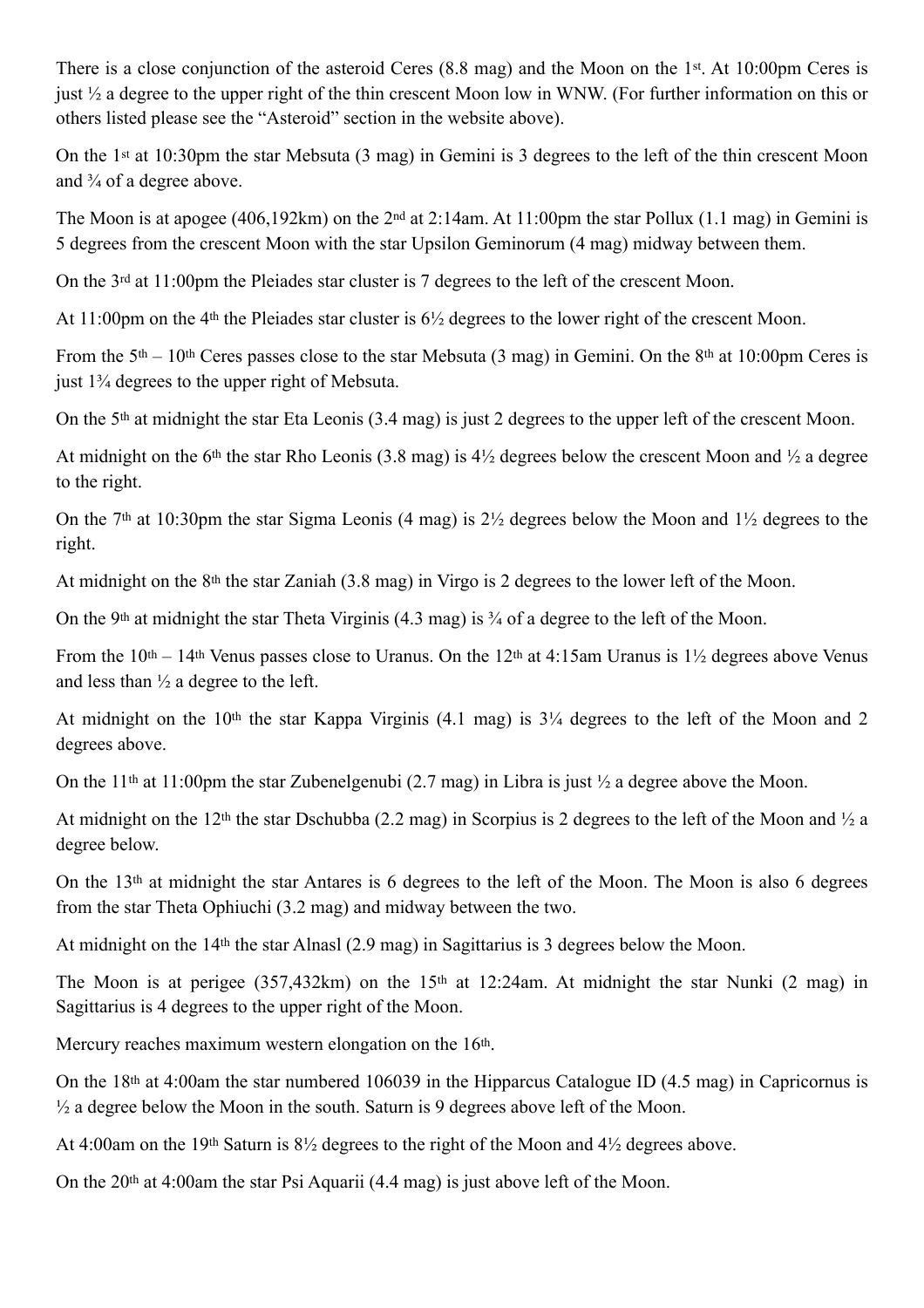There is a close conjunction of the asteroid Ceres (8.8 mag) and the Moon on the 1st. At 10:00pm Ceres is just ½ a degree to the upper right of the thin crescent Moon low in WNW. (For further information on this or others listed please see the "Asteroid" section in the website above).

On the 1st at 10:30pm the star Mebsuta (3 mag) in Gemini is 3 degrees to the left of the thin crescent Moon and ¾ of a degree above.

The Moon is at apogee (406,192km) on the 2nd at 2:14am. At 11:00pm the star Pollux (1.1 mag) in Gemini is 5 degrees from the crescent Moon with the star Upsilon Geminorum (4 mag) midway between them.

On the 3rd at 11:00pm the Pleiades star cluster is 7 degrees to the left of the crescent Moon.

At 11:00pm on the 4th the Pleiades star cluster is 6½ degrees to the lower right of the crescent Moon.

From the 5th – 10th Ceres passes close to the star Mebsuta (3 mag) in Gemini. On the 8th at 10:00pm Ceres is just 1¾ degrees to the upper right of Mebsuta.

On the 5th at midnight the star Eta Leonis (3.4 mag) is just 2 degrees to the upper left of the crescent Moon.

At midnight on the 6th the star Rho Leonis (3.8 mag) is 4½ degrees below the crescent Moon and ½ a degree to the right.

On the 7th at 10:30pm the star Sigma Leonis (4 mag) is 2½ degrees below the Moon and 1½ degrees to the right.

At midnight on the 8th the star Zaniah (3.8 mag) in Virgo is 2 degrees to the lower left of the Moon.

On the 9th at midnight the star Theta Virginis (4.3 mag) is ¾ of a degree to the left of the Moon.

From the 10th – 14th Venus passes close to Uranus. On the 12th at 4:15am Uranus is 1½ degrees above Venus and less than ½ a degree to the left.

At midnight on the 10th the star Kappa Virginis (4.1 mag) is 3¼ degrees to the left of the Moon and 2 degrees above.

On the 11th at 11:00pm the star Zubenelgenubi (2.7 mag) in Libra is just ½ a degree above the Moon.

At midnight on the 12th the star Dschubba (2.2 mag) in Scorpius is 2 degrees to the left of the Moon and ½ a degree below.

On the 13th at midnight the star Antares is 6 degrees to the left of the Moon. The Moon is also 6 degrees from the star Theta Ophiuchi (3.2 mag) and midway between the two.

At midnight on the 14th the star Alnasl (2.9 mag) in Sagittarius is 3 degrees below the Moon.

The Moon is at perigee (357,432km) on the 15th at 12:24am. At midnight the star Nunki (2 mag) in Sagittarius is 4 degrees to the upper right of the Moon.

Mercury reaches maximum western elongation on the 16th.

On the 18th at 4:00am the star numbered 106039 in the Hipparcus Catalogue ID (4.5 mag) in Capricornus is ½ a degree below the Moon in the south. Saturn is 9 degrees above left of the Moon.

At 4:00am on the 19th Saturn is 8½ degrees to the right of the Moon and 4½ degrees above.

On the 20th at 4:00am the star Psi Aquarii (4.4 mag) is just above left of the Moon.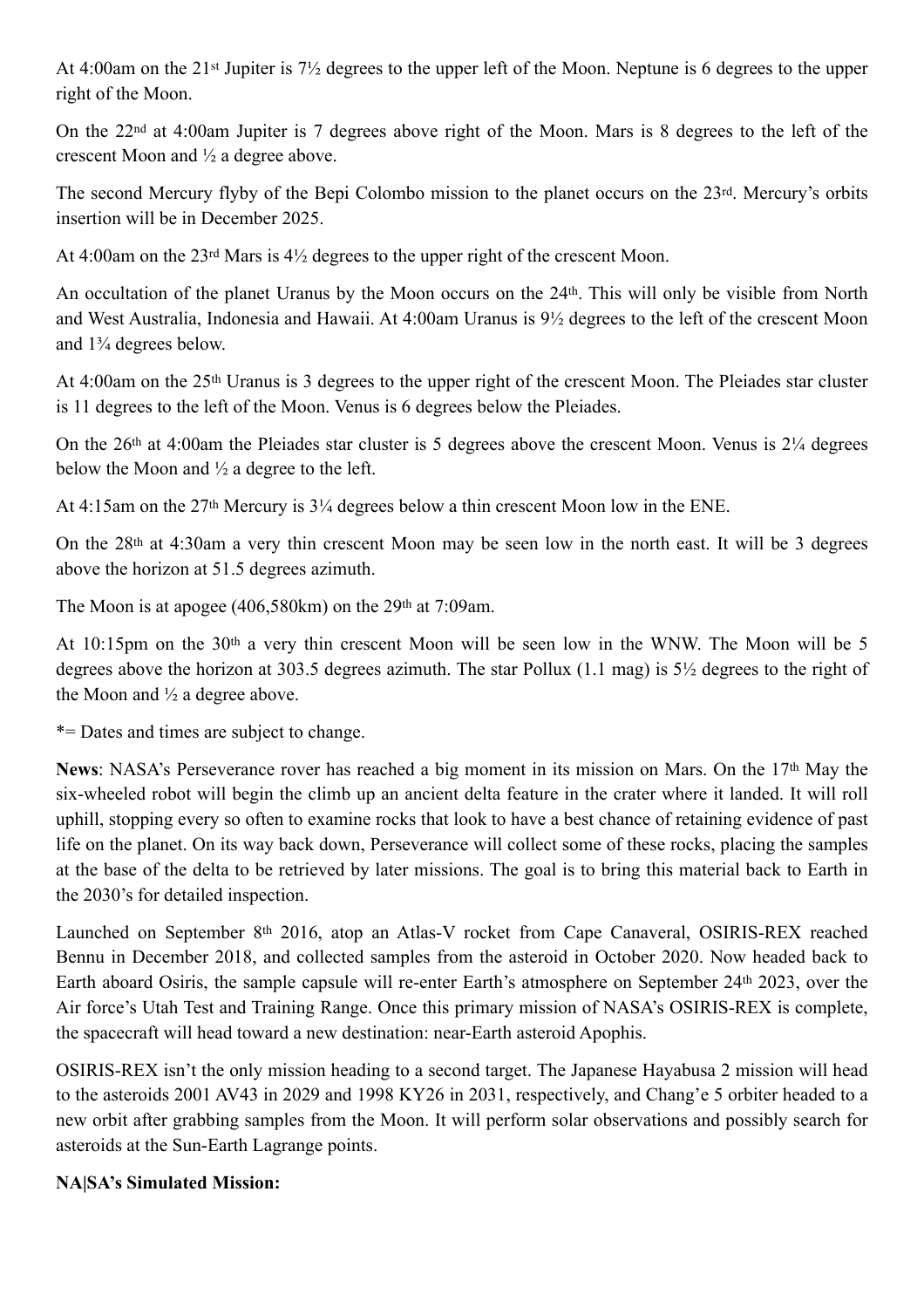At 4:00am on the 21st Jupiter is 7½ degrees to the upper left of the Moon. Neptune is 6 degrees to the upper right of the Moon.

On the 22nd at 4:00am Jupiter is 7 degrees above right of the Moon. Mars is 8 degrees to the left of the crescent Moon and ½ a degree above.

The second Mercury flyby of the Bepi Colombo mission to the planet occurs on the 23rd. Mercury's orbits insertion will be in December 2025.

At 4:00am on the 23rd Mars is 4½ degrees to the upper right of the crescent Moon.

An occultation of the planet Uranus by the Moon occurs on the 24th. This will only be visible from North and West Australia, Indonesia and Hawaii. At 4:00am Uranus is 9½ degrees to the left of the crescent Moon and 1¾ degrees below.

At 4:00am on the 25th Uranus is 3 degrees to the upper right of the crescent Moon. The Pleiades star cluster is 11 degrees to the left of the Moon. Venus is 6 degrees below the Pleiades.

On the 26th at 4:00am the Pleiades star cluster is 5 degrees above the crescent Moon. Venus is 2¼ degrees below the Moon and ½ a degree to the left.

At 4:15am on the 27th Mercury is 3¼ degrees below a thin crescent Moon low in the ENE.

On the 28th at 4:30am a very thin crescent Moon may be seen low in the north east. It will be 3 degrees above the horizon at 51.5 degrees azimuth.

The Moon is at apogee (406,580km) on the 29th at 7:09am.

At 10:15pm on the 30th a very thin crescent Moon will be seen low in the WNW. The Moon will be 5 degrees above the horizon at 303.5 degrees azimuth. The star Pollux (1.1 mag) is 5½ degrees to the right of the Moon and ½ a degree above.

*= Dates and times are subject to change.

**News**: NASA's Perseverance rover has reached a big moment in its mission on Mars. On the 17th May the six-wheeled robot will begin the climb up an ancient delta feature in the crater where it landed. It will roll uphill, stopping every so often to examine rocks that look to have a best chance of retaining evidence of past life on the planet. On its way back down, Perseverance will collect some of these rocks, placing the samples at the base of the delta to be retrieved by later missions. The goal is to bring this material back to Earth in the 2030's for detailed inspection.

Launched on September 8th 2016, atop an Atlas-V rocket from Cape Canaveral, OSIRIS-REX reached Bennu in December 2018, and collected samples from the asteroid in October 2020. Now headed back to Earth aboard Osiris, the sample capsule will re-enter Earth's atmosphere on September 24th 2023, over the Air force's Utah Test and Training Range. Once this primary mission of NASA's OSIRIS-REX is complete, the spacecraft will head toward a new destination: near-Earth asteroid Apophis.

OSIRIS-REX isn't the only mission heading to a second target. The Japanese Hayabusa 2 mission will head to the asteroids 2001 AV43 in 2029 and 1998 KY26 in 2031, respectively, and Chang'e 5 orbiter headed to a new orbit after grabbing samples from the Moon. It will perform solar observations and possibly search for asteroids at the Sun-Earth Lagrange points.

**NA|SA's Simulated Mission:**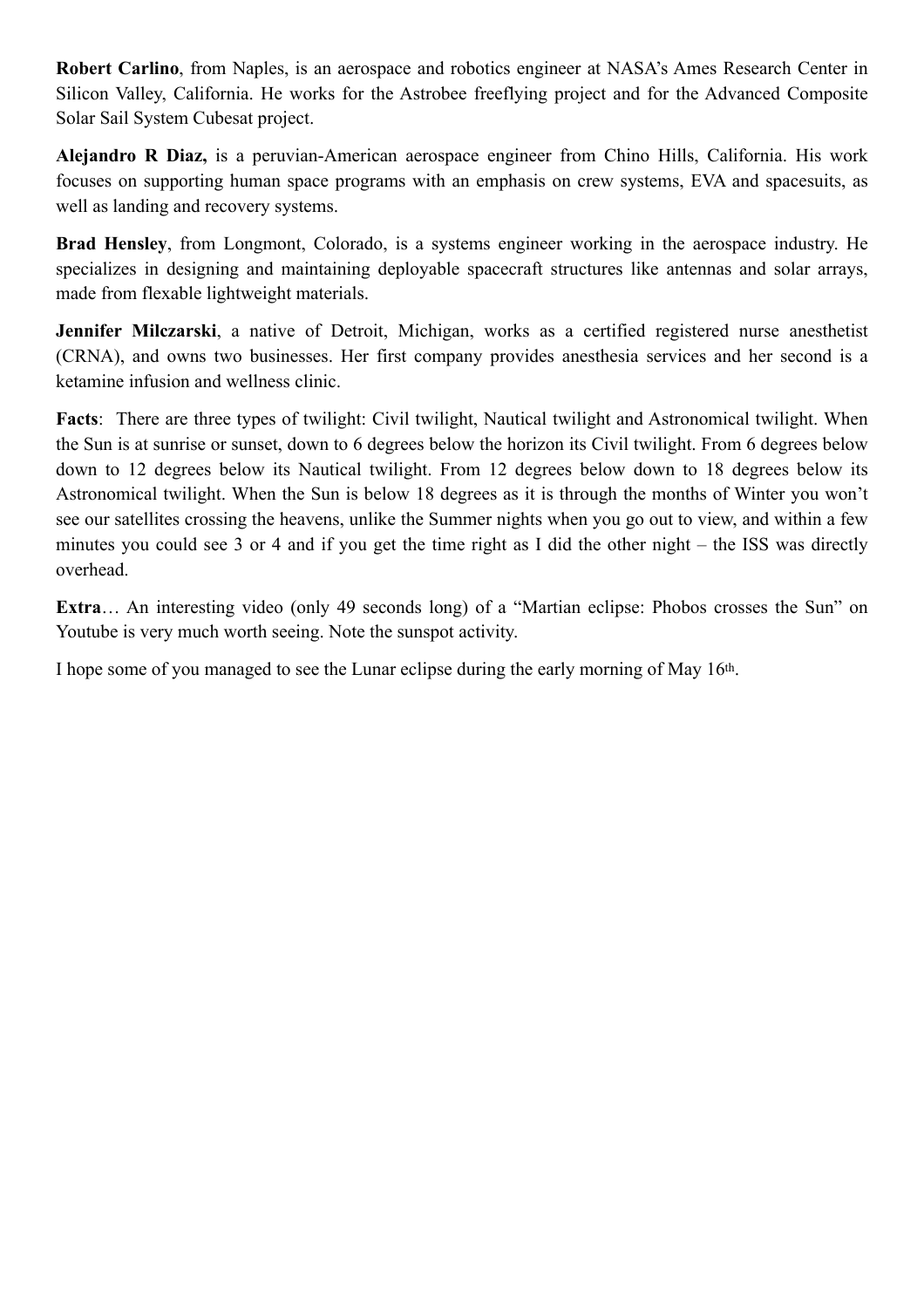**Robert Carlino**, from Naples, is an aerospace and robotics engineer at NASA's Ames Research Center in Silicon Valley, California. He works for the Astrobee freeflying project and for the Advanced Composite Solar Sail System Cubesat project.

**Alejandro R Diaz,** is a peruvian-American aerospace engineer from Chino Hills, California. His work focuses on supporting human space programs with an emphasis on crew systems, EVA and spacesuits, as well as landing and recovery systems.

**Brad Hensley**, from Longmont, Colorado, is a systems engineer working in the aerospace industry. He specializes in designing and maintaining deployable spacecraft structures like antennas and solar arrays, made from flexable lightweight materials.

**Jennifer Milczarski**, a native of Detroit, Michigan, works as a certified registered nurse anesthetist (CRNA), and owns two businesses. Her first company provides anesthesia services and her second is a ketamine infusion and wellness clinic.

**Facts**: There are three types of twilight: Civil twilight, Nautical twilight and Astronomical twilight. When the Sun is at sunrise or sunset, down to 6 degrees below the horizon its Civil twilight. From 6 degrees below down to 12 degrees below its Nautical twilight. From 12 degrees below down to 18 degrees below its Astronomical twilight. When the Sun is below 18 degrees as it is through the months of Winter you won't see our satellites crossing the heavens, unlike the Summer nights when you go out to view, and within a few minutes you could see 3 or 4 and if you get the time right as I did the other night – the ISS was directly overhead.

**Extra**… An interesting video (only 49 seconds long) of a "Martian eclipse: Phobos crosses the Sun" on Youtube is very much worth seeing. Note the sunspot activity.

I hope some of you managed to see the Lunar eclipse during the early morning of May 16th.